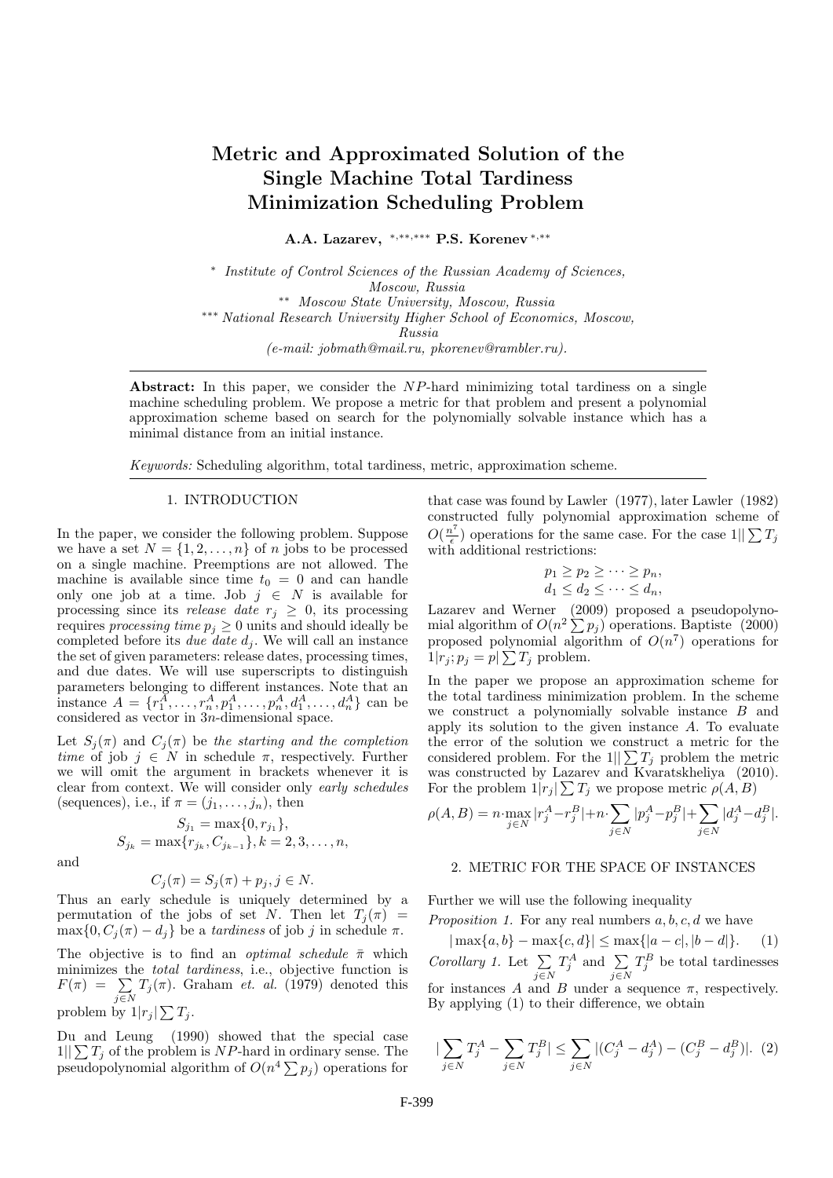# Metric and Approximated Solution of the Single Machine Total Tardiness Minimization Scheduling Problem

**A.A. Lazarev,** [*,**,***] **P.S. Korenev** [*,**]

[*] *Institute of Control Sciences of the Russian Academy of Sciences, Moscow, Russia*
[**] *Moscow State University, Moscow, Russia*
[***] *National Research University Higher School of Economics, Moscow, Russia*
*(e-mail: jobmath@mail.ru, pkorenev@rambler.ru).*

**Abstract:** In this paper, we consider the $NP$-hard minimizing total tardiness on a single machine scheduling problem. We propose a metric for that problem and present a polynomial approximation scheme based on search for the polynomially solvable instance which has a minimal distance from an initial instance.

*Keywords:* Scheduling algorithm, total tardiness, metric, approximation scheme.

## 1. INTRODUCTION

In the paper, we consider the following problem. Suppose we have a set $N = \{1, 2, \ldots, n\}$ of $n$ jobs to be processed on a single machine. Preemptions are not allowed. The machine is available since time $t_0 = 0$ and can handle only one job at a time. Job $j \in N$ is available for processing since its *release date* $r_j \geq 0$, its processing requires *processing time* $p_j \geq 0$ units and should ideally be completed before its *due date* $d_j$. We will call an instance the set of given parameters: release dates, processing times, and due dates. We will use superscripts to distinguish parameters belonging to different instances. Note that an instance $A = \{r_1^A, \ldots, r_n^A, p_1^A, \ldots, p_n^A, d_1^A, \ldots, d_n^A\}$ can be considered as vector in $3n$-dimensional space.

Let $S_j(\pi)$ and $C_j(\pi)$ be *the starting and the completion time* of job $j \in N$ in schedule $\pi$, respectively. Further we will omit the argument in brackets whenever it is clear from context. We will consider only *early schedules* (sequences), i.e., if $\pi = (j_1, \ldots, j_n)$, then

$$S_{j_1} = \max\{0, r_{j_1}\},$$
$$S_{j_k} = \max\{r_{j_k}, C_{j_{k-1}}\}, k = 2, 3, \ldots, n,$$

and

$$C_j(\pi) = S_j(\pi) + p_j, j \in N.$$

Thus an early schedule is uniquely determined by a permutation of the jobs of set $N$. Then let $T_j(\pi) = \max\{0, C_j(\pi) - d_j\}$ be a *tardiness* of job $j$ in schedule $\pi$.

The objective is to find an *optimal schedule* $\bar{\pi}$ which minimizes the *total tardiness*, i.e., objective function is $F(\pi) = \sum_{j \in N} T_j(\pi)$. Graham *et. al.* (1979) denoted this problem by $1|r_j|\sum T_j$.

Du and Leung (1990) showed that the special case $1||\sum T_j$ of the problem is $NP$-hard in ordinary sense. The pseudopolynomial algorithm of $O(n^4 \sum p_j)$ operations for that case was found by Lawler (1977), later Lawler (1982) constructed fully polynomial approximation scheme of $O(\frac{n^7}{\epsilon})$ operations for the same case. For the case $1||\sum T_j$ with additional restrictions:

$$p_1 \geq p_2 \geq \cdots \geq p_n,$$
$$d_1 \leq d_2 \leq \cdots \leq d_n,$$

Lazarev and Werner (2009) proposed a pseudopolynomial algorithm of $O(n^2 \sum p_j)$ operations. Baptiste (2000) proposed polynomial algorithm of $O(n^7)$ operations for $1|r_j; p_j = p|\sum T_j$ problem.

In the paper we propose an approximation scheme for the total tardiness minimization problem. In the scheme we construct a polynomially solvable instance $B$ and apply its solution to the given instance $A$. To evaluate the error of the solution we construct a metric for the considered problem. For the $1||\sum T_j$ problem the metric was constructed by Lazarev and Kvaratskheliya (2010). For the problem $1|r_j|\sum T_j$ we propose metric $\rho(A, B)$

$$\rho(A, B) = n \cdot \max_{j \in N} |r_j^A - r_j^B| + n \cdot \sum_{j \in N} |p_j^A - p_j^B| + \sum_{j \in N} |d_j^A - d_j^B|.$$

## 2. METRIC FOR THE SPACE OF INSTANCES

Further we will use the following inequality

*Proposition 1.* For any real numbers $a, b, c, d$ we have

$$|\max\{a, b\} - \max\{c, d\}| \leq \max\{|a - c|, |b - d|\}. \quad (1)$$

*Corollary 1.* Let $\sum_{j \in N} T_j^A$ and $\sum_{j \in N} T_j^B$ be total tardinesses for instances $A$ and $B$ under a sequence $\pi$, respectively. By applying (1) to their difference, we obtain

$$|\sum_{j \in N} T_j^A - \sum_{j \in N} T_j^B| \leq \sum_{j \in N} |(C_j^A - d_j^A) - (C_j^B - d_j^B)|. \quad (2)$$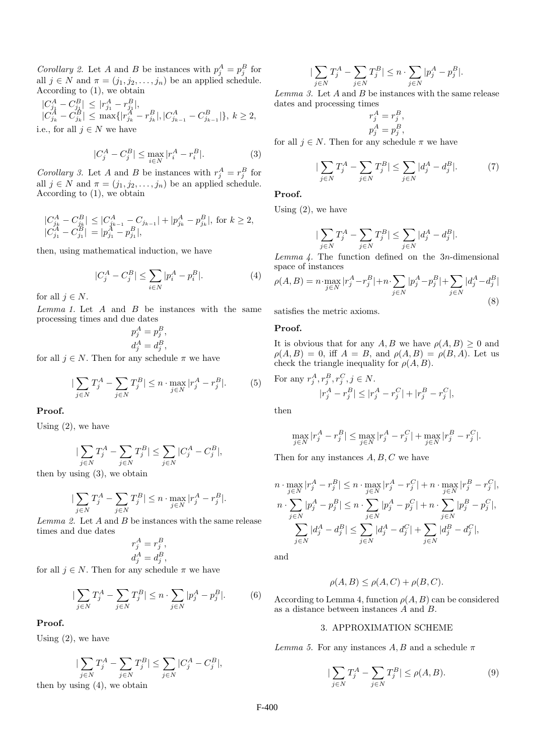*Corollary 2.* Let $A$ and $B$ be instances with $p_j^A = p_j^B$ for all $j \in N$ and $\pi = (j_1, j_2, \ldots, j_n)$ be an applied schedule. According to (1), we obtain

$$|C_{j_1}^A - C_{j_1}^B| \leq |r_{j_1}^A - r_{j_1}^B|,$$
$$|C_{j_k}^A - C_{j_k}^B| \leq \max\{|r_{j_k}^A - r_{j_k}^B|, |C_{j_{k-1}}^A - C_{j_{k-1}}^B|\},\ k \geq 2,$$

i.e., for all $j \in N$ we have

$$|C_j^A - C_j^B| \leq \max_{i \in N} |r_i^A - r_i^B|. \tag{3}$$

*Corollary 3.* Let $A$ and $B$ be instances with $r_j^A = r_j^B$ for all $j \in N$ and $\pi = (j_1, j_2, \ldots, j_n)$ be an applied schedule. According to (1), we obtain

$$|C_{j_k}^A - C_{j_k}^B| \leq |C_{j_{k-1}}^A - C_{j_{k-1}}| + |p_{j_k}^A - p_{j_k}^B|, \text{ for } k \geq 2,$$
$$|C_{j_1}^A - C_{j_1}^B| = |p_{j_1}^A - p_{j_1}^B|,$$

then, using mathematical induction, we have

$$|C_j^A - C_j^B| \leq \sum_{i \in N} |p_i^A - p_i^B|. \tag{4}$$

for all $j \in N$.

*Lemma 1.* Let $A$ and $B$ be instances with the same processing times and due dates

$$p_j^A = p_j^B,$$
$$d_j^A = d_j^B,$$

for all $j \in N$. Then for any schedule $\pi$ we have

$$|\sum_{j \in N} T_j^A - \sum_{j \in N} T_j^B| \leq n \cdot \max_{j \in N} |r_j^A - r_j^B|. \tag{5}$$

**Proof.**

Using (2), we have

$$|\sum_{j \in N} T_j^A - \sum_{j \in N} T_j^B| \leq \sum_{j \in N} |C_j^A - C_j^B|,$$

then by using (3), we obtain

$$|\sum_{j \in N} T_j^A - \sum_{j \in N} T_j^B| \leq n \cdot \max_{j \in N} |r_j^A - r_j^B|.$$

*Lemma 2.* Let $A$ and $B$ be instances with the same release times and due dates

$$r_j^A = r_j^B,$$
$$d_j^A = d_j^B,$$

for all $j \in N$. Then for any schedule $\pi$ we have

$$|\sum_{j \in N} T_j^A - \sum_{j \in N} T_j^B| \leq n \cdot \sum_{j \in N} |p_j^A - p_j^B|. \tag{6}$$

**Proof.**

Using (2), we have

$$|\sum_{j \in N} T_j^A - \sum_{j \in N} T_j^B| \leq \sum_{j \in N} |C_j^A - C_j^B|,$$

then by using (4), we obtain

$$|\sum_{j \in N} T_j^A - \sum_{j \in N} T_j^B| \leq n \cdot \sum_{j \in N} |p_j^A - p_j^B|.$$

*Lemma 3.* Let $A$ and $B$ be instances with the same release dates and processing times

$$r_j^A = r_j^B,$$
$$p_j^A = p_j^B,$$

for all $j \in N$. Then for any schedule $\pi$ we have

$$|\sum_{j \in N} T_j^A - \sum_{j \in N} T_j^B| \leq \sum_{j \in N} |d_j^A - d_j^B|. \tag{7}$$

**Proof.**

Using (2), we have

$$|\sum_{j \in N} T_j^A - \sum_{j \in N} T_j^B| \leq \sum_{j \in N} |d_j^A - d_j^B|.$$

*Lemma 4.* The function defined on the $3n$-dimensional space of instances

$$\rho(A,B) = n \cdot \max_{j \in N} |r_j^A - r_j^B| + n \cdot \sum_{j \in N} |p_j^A - p_j^B| + \sum_{j \in N} |d_j^A - d_j^B| \tag{8}$$

satisfies the metric axioms.

**Proof.**

It is obvious that for any $A, B$ we have $\rho(A,B) \geq 0$ and $\rho(A,B) = 0$, iff $A = B$, and $\rho(A,B) = \rho(B,A)$. Let us check the triangle inequality for $\rho(A,B)$.

For any $r_j^A, r_j^B, r_j^C, j \in N$.

$$|r_j^A - r_j^B| \leq |r_j^A - r_j^C| + |r_j^B - r_j^C|,$$

then

$$\max_{j \in N} |r_j^A - r_j^B| \leq \max_{j \in N} |r_j^A - r_j^C| + \max_{j \in N} |r_j^B - r_j^C|.$$

Then for any instances $A, B, C$ we have

$$n \cdot \max_{j \in N} |r_j^A - r_j^B| \leq n \cdot \max_{j \in N} |r_j^A - r_j^C| + n \cdot \max_{j \in N} |r_j^B - r_j^C|,$$
$$n \cdot \sum_{j \in N} |p_j^A - p_j^B| \leq n \cdot \sum_{j \in N} |p_j^A - p_j^C| + n \cdot \sum_{j \in N} |p_j^B - p_j^C|,$$
$$\sum_{j \in N} |d_j^A - d_j^B| \leq \sum_{j \in N} |d_j^A - d_j^C| + \sum_{j \in N} |d_j^B - d_j^C|,$$

and

$$\rho(A,B) \leq \rho(A,C) + \rho(B,C).$$

According to Lemma 4, function $\rho(A,B)$ can be considered as a distance between instances $A$ and $B$.

## 3. APPROXIMATION SCHEME

*Lemma 5.* For any instances $A, B$ and a schedule $\pi$

$$|\sum_{j \in N} T_j^A - \sum_{j \in N} T_j^B| \leq \rho(A,B). \tag{9}$$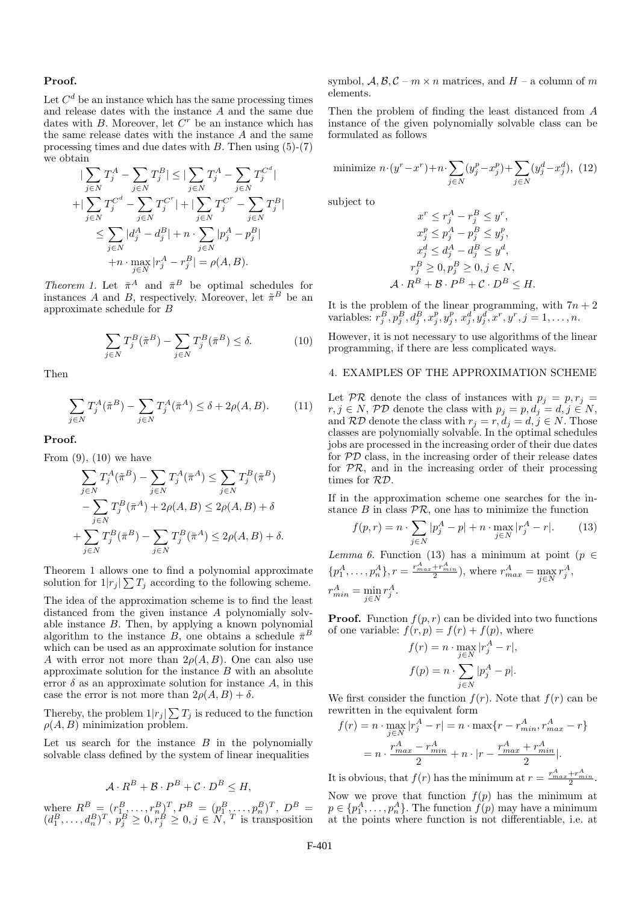**Proof.**

Let $C^d$ be an instance which has the same processing times and release dates with the instance $A$ and the same due dates with $B$. Moreover, let $C^r$ be an instance which has the same release dates with the instance $A$ and the same processing times and due dates with $B$. Then using (5)-(7) we obtain

$$
\begin{aligned}
&|\sum_{j\in N} T_j^A - \sum_{j\in N} T_j^B| \le |\sum_{j\in N} T_j^A - \sum_{j\in N} T_j^{C^d}| \\
&+|\sum_{j\in N} T_j^{C^d} - \sum_{j\in N} T_j^{C^r}| + |\sum_{j\in N} T_j^{C^r} - \sum_{j\in N} T_j^B| \\
&\le \sum_{j\in N} |d_j^A - d_j^B| + n\cdot \sum_{j\in N} |p_j^A - p_j^B| \\
&+n\cdot \max_{j\in N} |r_j^A - r_j^B| = \rho(A,B).
\end{aligned}
$$

*Theorem 1.* Let $\bar{\pi}^A$ and $\bar{\pi}^B$ be optimal schedules for instances $A$ and $B$, respectively. Moreover, let $\tilde{\pi}^B$ be an approximate schedule for $B$

$$
\sum_{j\in N} T_j^B(\tilde{\pi}^B) - \sum_{j\in N} T_j^B(\bar{\pi}^B) \le \delta. \qquad (10)
$$

Then

$$
\sum_{j\in N} T_j^A(\tilde{\pi}^B) - \sum_{j\in N} T_j^A(\bar{\pi}^A) \le \delta + 2\rho(A,B). \qquad (11)
$$

**Proof.**

From (9), (10) we have

$$
\begin{aligned}
&\sum_{j\in N} T_j^A(\tilde{\pi}^B) - \sum_{j\in N} T_j^A(\bar{\pi}^A) \le \sum_{j\in N} T_j^B(\tilde{\pi}^B) \\
&- \sum_{j\in N} T_j^B(\bar{\pi}^A) + 2\rho(A,B) \le 2\rho(A,B) + \delta \\
&+ \sum_{j\in N} T_j^B(\bar{\pi}^B) - \sum_{j\in N} T_j^B(\bar{\pi}^A) \le 2\rho(A,B) + \delta.
\end{aligned}
$$

Theorem 1 allows one to find a polynomial approximate solution for $1|r_j|\sum T_j$ according to the following scheme.

The idea of the approximation scheme is to find the least distanced from the given instance $A$ polynomially solvable instance $B$. Then, by applying a known polynomial algorithm to the instance $B$, one obtains a schedule $\bar{\pi}^B$ which can be used as an approximate solution for instance $A$ with error not more than $2\rho(A,B)$. One can also use approximate solution for the instance $B$ with an absolute error $\delta$ as an approximate solution for instance $A$, in this case the error is not more than $2\rho(A,B)+\delta$.

Thereby, the problem $1|r_j|\sum T_j$ is reduced to the function $\rho(A,B)$ minimization problem.

Let us search for the instance $B$ in the polynomially solvable class defined by the system of linear inequalities

$$
\mathcal{A}\cdot R^B + \mathcal{B}\cdot P^B + \mathcal{C}\cdot D^B \le H,
$$

where $R^B = (r_1^B,\dots,r_n^B)^T$, $P^B = (p_1^B,\dots,p_n^B)^T$, $D^B = (d_1^B,\dots,d_n^B)^T$, $p_j^B \ge 0, r_j^B \ge 0, j\in N$, $^T$ is transposition symbol, $\mathcal{A},\mathcal{B},\mathcal{C}$ – $m\times n$ matrices, and $H$ – a column of $m$ elements.

Then the problem of finding the least distanced from $A$ instance of the given polynomially solvable class can be formulated as follows

$$
\text{minimize } n\cdot(y^r - x^r) + n\cdot\sum_{j\in N}(y_j^p - x_j^p) + \sum_{j\in N}(y_j^d - x_j^d), \quad (12)
$$

subject to

$$
\begin{aligned}
x^r \le r_j^A - r_j^B \le y^r,\\
x_j^p \le p_j^A - p_j^B \le y_j^p,\\
x_j^d \le d_j^A - d_j^B \le y^d,\\
r_j^B \ge 0, p_j^B \ge 0, j\in N,\\
\mathcal{A}\cdot R^B + \mathcal{B}\cdot P^B + \mathcal{C}\cdot D^B \le H.
\end{aligned}
$$

It is the problem of the linear programming, with $7n+2$ variables: $r_j^B, p_j^B, d_j^B, x_j^p, y_j^p, x_j^d, y_j^d, x^r, y^r, j = 1,\dots,n$.

However, it is not necessary to use algorithms of the linear programming, if there are less complicated ways.

## 4. EXAMPLES OF THE APPROXIMATION SCHEME

Let $\mathcal{PR}$ denote the class of instances with $p_j = p, r_j = r, j\in N$, $\mathcal{PD}$ denote the class with $p_j = p, d_j = d, j\in N$, and $\mathcal{RD}$ denote the class with $r_j = r, d_j = d, j\in N$. Those classes are polynomially solvable. In the optimal schedules jobs are processed in the increasing order of their due dates for $\mathcal{PD}$ class, in the increasing order of their release dates for $\mathcal{PR}$, and in the increasing order of their processing times for $\mathcal{RD}$.

If in the approximation scheme one searches for the instance $B$ in class $\mathcal{PR}$, one has to minimize the function

$$
f(p,r) = n\cdot\sum_{j\in N}|p_j^A - p| + n\cdot\max_{j\in N}|r_j^A - r|. \qquad (13)
$$

*Lemma 6.* Function (13) has a minimum at point ($p \in \{p_1^A,\dots,p_n^A\}, r = \frac{r_{max}^A + r_{min}^A}{2}$), where $r_{max}^A = \max_{j\in N} r_j^A$, $r_{min}^A = \min_{j\in N} r_j^A$.

**Proof.** Function $f(p,r)$ can be divided into two functions of one variable: $f(r,p) = f(r) + f(p)$, where

$$
f(r) = n\cdot\max_{j\in N}|r_j^A - r|,
$$

$$
f(p) = n\cdot\sum_{j\in N}|p_j^A - p|.
$$

We first consider the function $f(r)$. Note that $f(r)$ can be rewritten in the equivalent form

$$
\begin{aligned}
f(r) = n\cdot\max_{j\in N}|r_j^A - r| = n\cdot\max\{r - r_{min}^A, r_{max}^A - r\} \\
= n\cdot\frac{r_{max}^A - r_{min}^A}{2} + n\cdot|r - \frac{r_{max}^A + r_{min}^A}{2}|.
\end{aligned}
$$

It is obvious, that $f(r)$ has the minimum at $r = \frac{r_{max}^A + r_{min}^A}{2}$.

Now we prove that function $f(p)$ has the minimum at $p\in\{p_1^A,\dots,p_n^A\}$. The function $f(p)$ may have a minimum at the points where function is not differentiable, i.e. at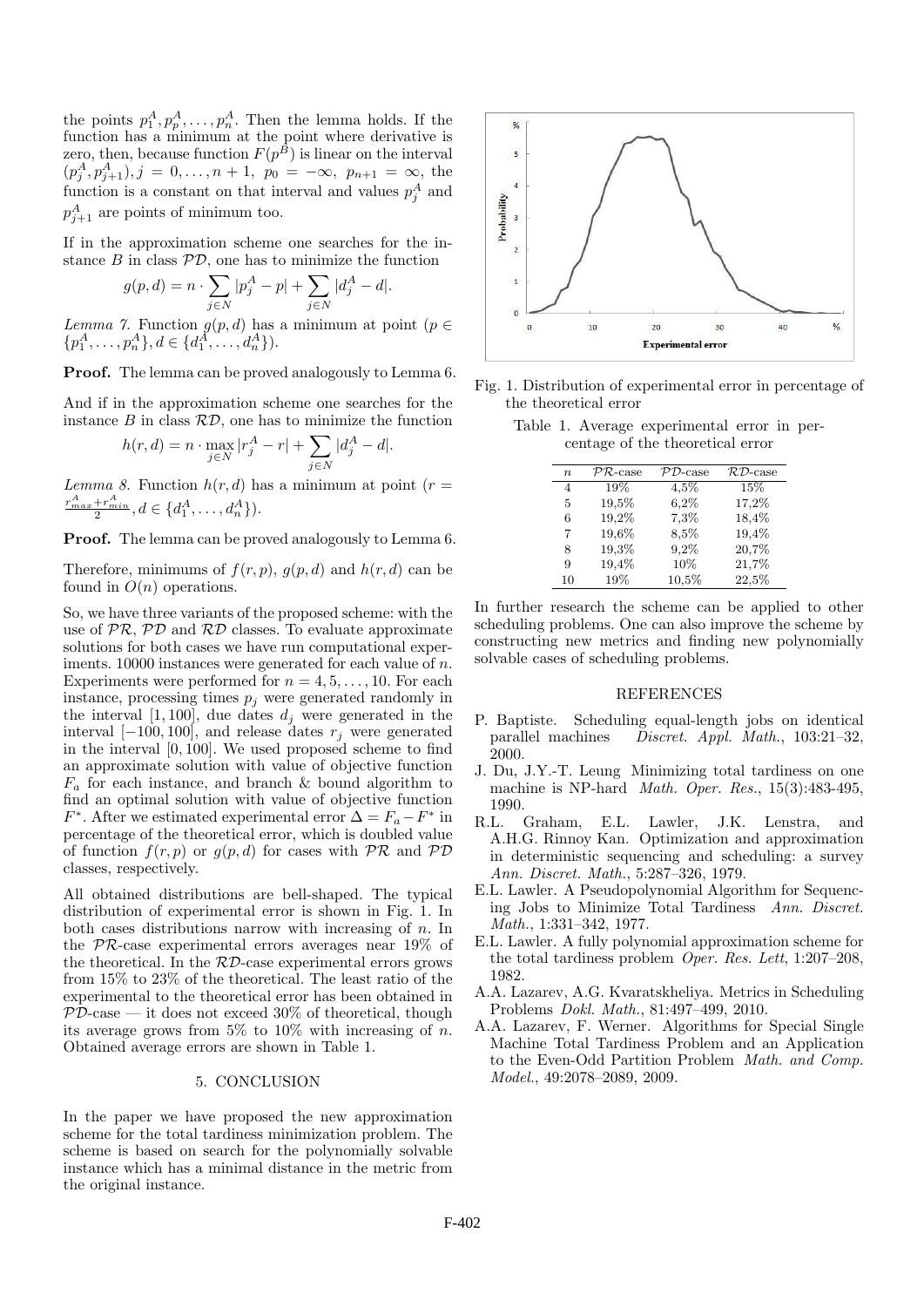the points $p_1^A, p_p^A, \ldots, p_n^A$. Then the lemma holds. If the function has a minimum at the point where derivative is zero, then, because function $F(p^B)$ is linear on the interval $(p_j^A, p_{j+1}^A), j = 0, \ldots, n+1,\ p_0 = -\infty,\ p_{n+1} = \infty$, the function is a constant on that interval and values $p_j^A$ and $p_{j+1}^A$ are points of minimum too.

If in the approximation scheme one searches for the instance $B$ in class $\mathcal{PD}$, one has to minimize the function

$$g(p, d) = n \cdot \sum_{j \in N} |p_j^A - p| + \sum_{j \in N} |d_j^A - d|.$$

*Lemma 7.* Function $g(p, d)$ has a minimum at point ($p \in \{p_1^A, \ldots, p_n^A\}, d \in \{d_1^A, \ldots, d_n^A\}$).

**Proof.** The lemma can be proved analogously to Lemma 6.

And if in the approximation scheme one searches for the instance $B$ in class $\mathcal{RD}$, one has to minimize the function

$$h(r, d) = n \cdot \max_{j \in N} |r_j^A - r| + \sum_{j \in N} |d_j^A - d|.$$

*Lemma 8.* Function $h(r, d)$ has a minimum at point ($r = \frac{r_{max}^A + r_{min}^A}{2}, d \in \{d_1^A, \ldots, d_n^A\}$).

**Proof.** The lemma can be proved analogously to Lemma 6.

Therefore, minimums of $f(r, p)$, $g(p, d)$ and $h(r, d)$ can be found in $O(n)$ operations.

So, we have three variants of the proposed scheme: with the use of $\mathcal{PR}$, $\mathcal{PD}$ and $\mathcal{RD}$ classes. To evaluate approximate solutions for both cases we have run computational experiments. 10000 instances were generated for each value of $n$. Experiments were performed for $n = 4, 5, \ldots, 10$. For each instance, processing times $p_j$ were generated randomly in the interval $[1, 100]$, due dates $d_j$ were generated in the interval $[-100, 100]$, and release dates $r_j$ were generated in the interval $[0, 100]$. We used proposed scheme to find an approximate solution with value of objective function $F_a$ for each instance, and branch & bound algorithm to find an optimal solution with value of objective function $F^*$. After we estimated experimental error $\Delta = F_a - F^*$ in percentage of the theoretical error, which is doubled value of function $f(r, p)$ or $g(p, d)$ for cases with $\mathcal{PR}$ and $\mathcal{PD}$ classes, respectively.

All obtained distributions are bell-shaped. The typical distribution of experimental error is shown in Fig. 1. In both cases distributions narrow with increasing of $n$. In the $\mathcal{PR}$-case experimental errors averages near 19% of the theoretical. In the $\mathcal{RD}$-case experimental errors grows from 15% to 23% of the theoretical. The least ratio of the experimental to the theoretical error has been obtained in $\mathcal{PD}$-case — it does not exceed 30% of theoretical, though its average grows from 5% to 10% with increasing of $n$. Obtained average errors are shown in Table 1.

%
5
4
3
2
1
0
Probability
0 10 20 30 40 %
Experimental error

Fig. 1. Distribution of experimental error in percentage of the theoretical error

Table 1. Average experimental error in percentage of the theoretical error

| $n$ | $\mathcal{PR}$-case | $\mathcal{PD}$-case | $\mathcal{RD}$-case |
|---|---|---|---|
| 4 | 19% | 4,5% | 15% |
| 5 | 19,5% | 6,2% | 17,2% |
| 6 | 19,2% | 7,3% | 18,4% |
| 7 | 19,6% | 8,5% | 19,4% |
| 8 | 19,3% | 9,2% | 20,7% |
| 9 | 19,4% | 10% | 21,7% |
| 10 | 19% | 10,5% | 22,5% |

In further research the scheme can be applied to other scheduling problems. One can also improve the scheme by constructing new metrics and finding new polynomially solvable cases of scheduling problems.

## 5. CONCLUSION

In the paper we have proposed the new approximation scheme for the total tardiness minimization problem. The scheme is based on search for the polynomially solvable instance which has a minimal distance in the metric from the original instance.

## REFERENCES

P. Baptiste. Scheduling equal-length jobs on identical parallel machines *Discret. Appl. Math.*, 103:21–32, 2000.

J. Du, J.Y.-T. Leung Minimizing total tardiness on one machine is NP-hard *Math. Oper. Res.*, 15(3):483-495, 1990.

R.L. Graham, E.L. Lawler, J.K. Lenstra, and A.H.G. Rinnoy Kan. Optimization and approximation in deterministic sequencing and scheduling: a survey *Ann. Discret. Math.*, 5:287–326, 1979.

E.L. Lawler. A Pseudopolynomial Algorithm for Sequencing Jobs to Minimize Total Tardiness *Ann. Discret. Math.*, 1:331–342, 1977.

E.L. Lawler. A fully polynomial approximation scheme for the total tardiness problem *Oper. Res. Lett*, 1:207–208, 1982.

A.A. Lazarev, A.G. Kvaratskheliya. Metrics in Scheduling Problems *Dokl. Math.*, 81:497–499, 2010.

A.A. Lazarev, F. Werner. Algorithms for Special Single Machine Total Tardiness Problem and an Application to the Even-Odd Partition Problem *Math. and Comp. Model.*, 49:2078–2089, 2009.